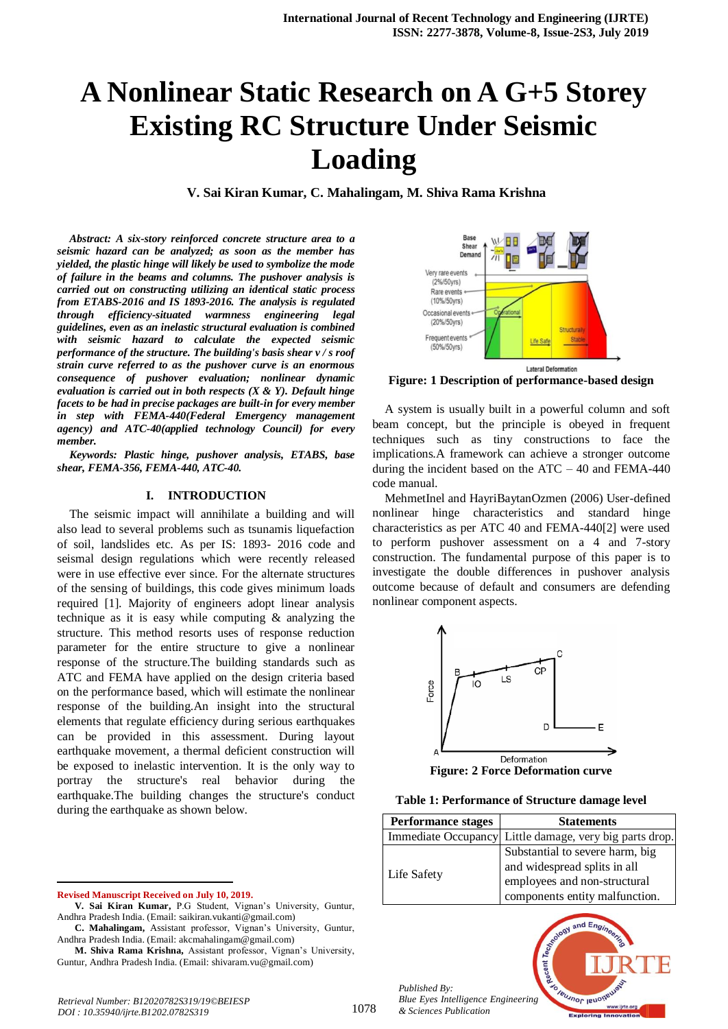# A Nonlinear Static Research on A G+5 Storey Existing RC Structure Under Seismic Loading

**V. Sai Kiran Kumar, C. Mahalingam, M. Shiva Rama Krishna**

***Abstract:*** *A six-story reinforced concrete structure area to a seismic hazard can be analyzed; as soon as the member has yielded, the plastic hinge will likely be used to symbolize the mode of failure in the beams and columns. The pushover analysis is carried out on constructing utilizing an identical static process from ETABS-2016 and IS 1893-2016. The analysis is regulated through efficiency-situated warmness engineering legal guidelines, even as an inelastic structural evaluation is combined with seismic hazard to calculate the expected seismic performance of the structure. The building's basis shear v / s roof strain curve referred to as the pushover curve is an enormous consequence of pushover evaluation; nonlinear dynamic evaluation is carried out in both respects (X & Y). Default hinge facets to be had in precise packages are built-in for every member in step with FEMA-440(Federal Emergency management agency) and ATC-40(applied technology Council) for every member.*

***Keywords:*** *Plastic hinge, pushover analysis, ETABS, base shear, FEMA-356, FEMA-440, ATC-40.*

## I. INTRODUCTION

The seismic impact will annihilate a building and will also lead to several problems such as tsunamis liquefaction of soil, landslides etc. As per IS: 1893- 2016 code and seismal design regulations which were recently released were in use effective ever since. For the alternate structures of the sensing of buildings, this code gives minimum loads required [1]. Majority of engineers adopt linear analysis technique as it is easy while computing & analyzing the structure. This method resorts uses of response reduction parameter for the entire structure to give a nonlinear response of the structure.The building standards such as ATC and FEMA have applied on the design criteria based on the performance based, which will estimate the nonlinear response of the building.An insight into the structural elements that regulate efficiency during serious earthquakes can be provided in this assessment. During layout earthquake movement, a thermal deficient construction will be exposed to inelastic intervention. It is the only way to portray the structure's real behavior during the earthquake.The building changes the structure's conduct during the earthquake as shown below.

**Figure: 1 Description of performance-based design**

A system is usually built in a powerful column and soft beam concept, but the principle is obeyed in frequent techniques such as tiny constructions to face the implications.A framework can achieve a stronger outcome during the incident based on the ATC – 40 and FEMA-440 code manual.

MehmetInel and HayriBaytanOzmen (2006) User-defined nonlinear hinge characteristics and standard hinge characteristics as per ATC 40 and FEMA-440[2] were used to perform pushover assessment on a 4 and 7-story construction. The fundamental purpose of this paper is to investigate the double differences in pushover analysis outcome because of default and consumers are defending nonlinear component aspects.

**Figure: 2 Force Deformation curve**

**Table 1: Performance of Structure damage level**

| Performance stages | Statements |
|---|---|
| Immediate Occupancy | Little damage, very big parts drop. |
| Life Safety | Substantial to severe harm, big and widespread splits in all employees and non-structural components entity malfunction. |

---

**Revised Manuscript Received on July 10, 2019.**

**V. Sai Kiran Kumar,** P.G Student, Vignan's University, Guntur, Andhra Pradesh India. (Email: saikiran.vukanti@gmail.com)

**C. Mahalingam,** Assistant professor, Vignan's University, Guntur, Andhra Pradesh India. (Email: akcmahalingam@gmail.com)

**M. Shiva Rama Krishna,** Assistant professor, Vignan's University, Guntur, Andhra Pradesh India. (Email: shivaram.vu@gmail.com)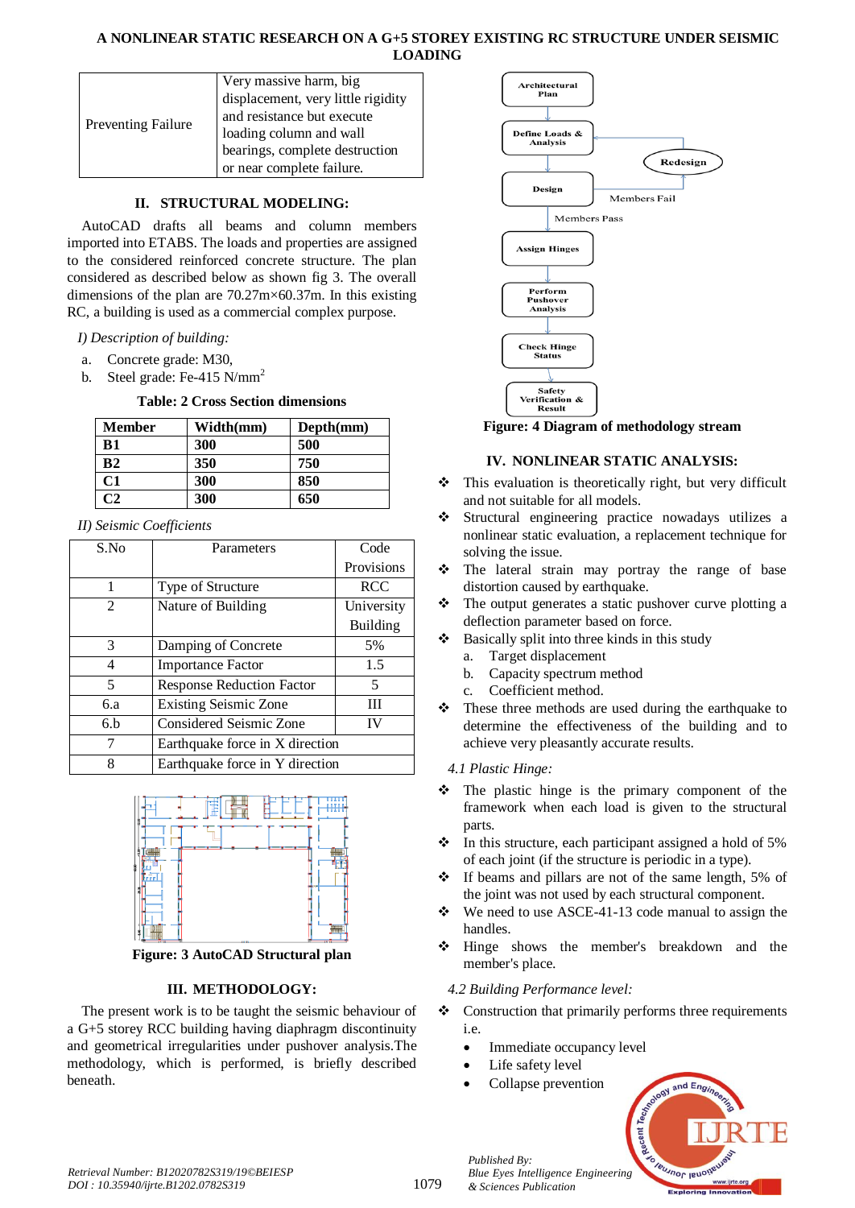| Preventing Failure | Very massive harm, big displacement, very little rigidity and resistance but execute loading column and wall bearings, complete destruction or near complete failure. |
|---|---|

## II. STRUCTURAL MODELING:

AutoCAD drafts all beams and column members imported into ETABS. The loads and properties are assigned to the considered reinforced concrete structure. The plan considered as described below as shown fig 3. The overall dimensions of the plan are 70.27m×60.37m. In this existing RC, a building is used as a commercial complex purpose.

*I) Description of building:*

a. Concrete grade: M30,
b. Steel grade: Fe-415 N/mm$^2$

**Table: 2 Cross Section dimensions**

| Member | Width(mm) | Depth(mm) |
|---|---|---|
| B1 | 300 | 500 |
| B2 | 350 | 750 |
| C1 | 300 | 850 |
| C2 | 300 | 650 |

*II) Seismic Coefficients*

| S.No | Parameters | Code Provisions |
|---|---|---|
| 1 | Type of Structure | RCC |
| 2 | Nature of Building | University Building |
| 3 | Damping of Concrete | 5% |
| 4 | Importance Factor | 1.5 |
| 5 | Response Reduction Factor | 5 |
| 6.a | Existing Seismic Zone | III |
| 6.b | Considered Seismic Zone | IV |
| 7 | Earthquake force in X direction | |
| 8 | Earthquake force in Y direction | |

**Figure: 3 AutoCAD Structural plan**

## III. METHODOLOGY:

The present work is to be taught the seismic behaviour of a G+5 storey RCC building having diaphragm discontinuity and geometrical irregularities under pushover analysis.The methodology, which is performed, is briefly described beneath.

Architectural Plan → Define Loads & Analysis → Design → (Members Fail → Redesign) / (Members Pass) → Assign Hinges → Perform Pushover Analysis → Check Hinge Status → Safety Verification & Result

**Figure: 4 Diagram of methodology stream**

## IV. NONLINEAR STATIC ANALYSIS:

- This evaluation is theoretically right, but very difficult and not suitable for all models.
- Structural engineering practice nowadays utilizes a nonlinear static evaluation, a replacement technique for solving the issue.
- The lateral strain may portray the range of base distortion caused by earthquake.
- The output generates a static pushover curve plotting a deflection parameter based on force.
- Basically split into three kinds in this study
  a. Target displacement
  b. Capacity spectrum method
  c. Coefficient method.
- These three methods are used during the earthquake to determine the effectiveness of the building and to achieve very pleasantly accurate results.

*4.1 Plastic Hinge:*

- The plastic hinge is the primary component of the framework when each load is given to the structural parts.
- In this structure, each participant assigned a hold of 5% of each joint (if the structure is periodic in a type).
- If beams and pillars are not of the same length, 5% of the joint was not used by each structural component.
- We need to use ASCE-41-13 code manual to assign the handles.
- Hinge shows the member's breakdown and the member's place.

*4.2 Building Performance level:*

- Construction that primarily performs three requirements i.e.
  - Immediate occupancy level
  - Life safety level
  - Collapse prevention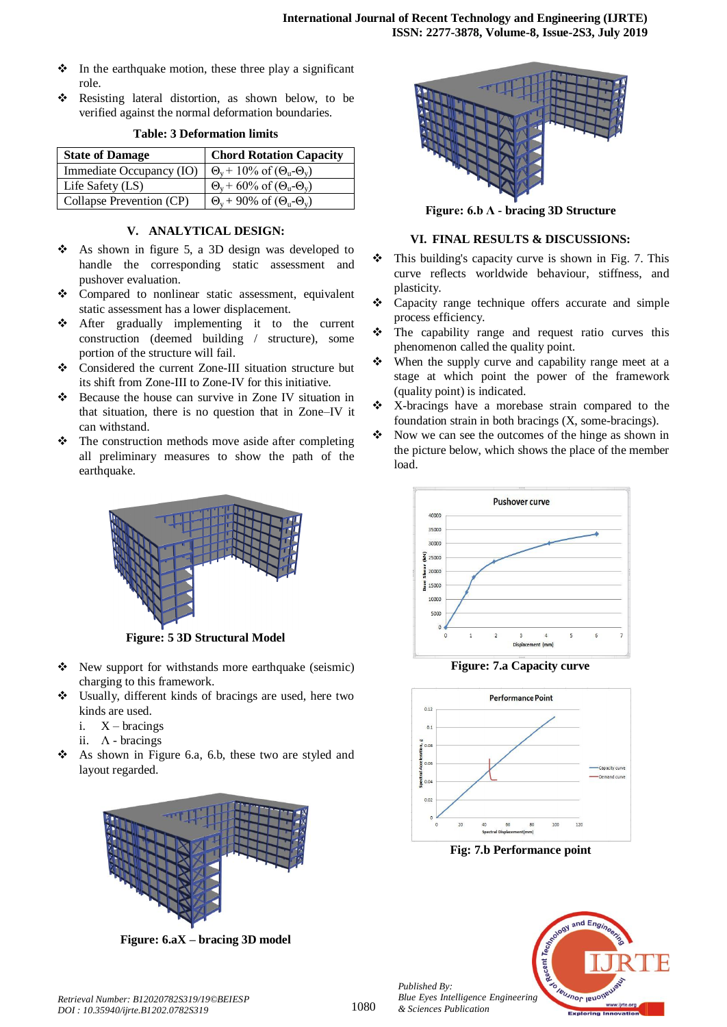- In the earthquake motion, these three play a significant role.
- Resisting lateral distortion, as shown below, to be verified against the normal deformation boundaries.

**Table: 3 Deformation limits**

| State of Damage | Chord Rotation Capacity |
|---|---|
| Immediate Occupancy (IO) | $\Theta_y$ + 10% of ($\Theta_u$-$\Theta_y$) |
| Life Safety (LS) | $\Theta_y$ + 60% of ($\Theta_u$-$\Theta_y$) |
| Collapse Prevention (CP) | $\Theta_y$ + 90% of ($\Theta_u$-$\Theta_y$) |

## V. ANALYTICAL DESIGN:

- As shown in figure 5, a 3D design was developed to handle the corresponding static assessment and pushover evaluation.
- Compared to nonlinear static assessment, equivalent static assessment has a lower displacement.
- After gradually implementing it to the current construction (deemed building / structure), some portion of the structure will fail.
- Considered the current Zone-III situation structure but its shift from Zone-III to Zone-IV for this initiative.
- Because the house can survive in Zone IV situation in that situation, there is no question that in Zone–IV it can withstand.
- The construction methods move aside after completing all preliminary measures to show the path of the earthquake.

**Figure: 5 3D Structural Model**

- New support for withstands more earthquake (seismic) charging to this framework.
- Usually, different kinds of bracings are used, here two kinds are used.
  i. X – bracings
  ii. Λ - bracings
- As shown in Figure 6.a, 6.b, these two are styled and layout regarded.

**Figure: 6.aX – bracing 3D model**

**Figure: 6.b Λ - bracing 3D Structure**

## VI. FINAL RESULTS & DISCUSSIONS:

- This building's capacity curve is shown in Fig. 7. This curve reflects worldwide behaviour, stiffness, and plasticity.
- Capacity range technique offers accurate and simple process efficiency.
- The capability range and request ratio curves this phenomenon called the quality point.
- When the supply curve and capability range meet at a stage at which point the power of the framework (quality point) is indicated.
- X-bracings have a morebase strain compared to the foundation strain in both bracings (X, some-bracings).
- Now we can see the outcomes of the hinge as shown in the picture below, which shows the place of the member load.

**Figure: 7.a Capacity curve**

**Fig: 7.b Performance point**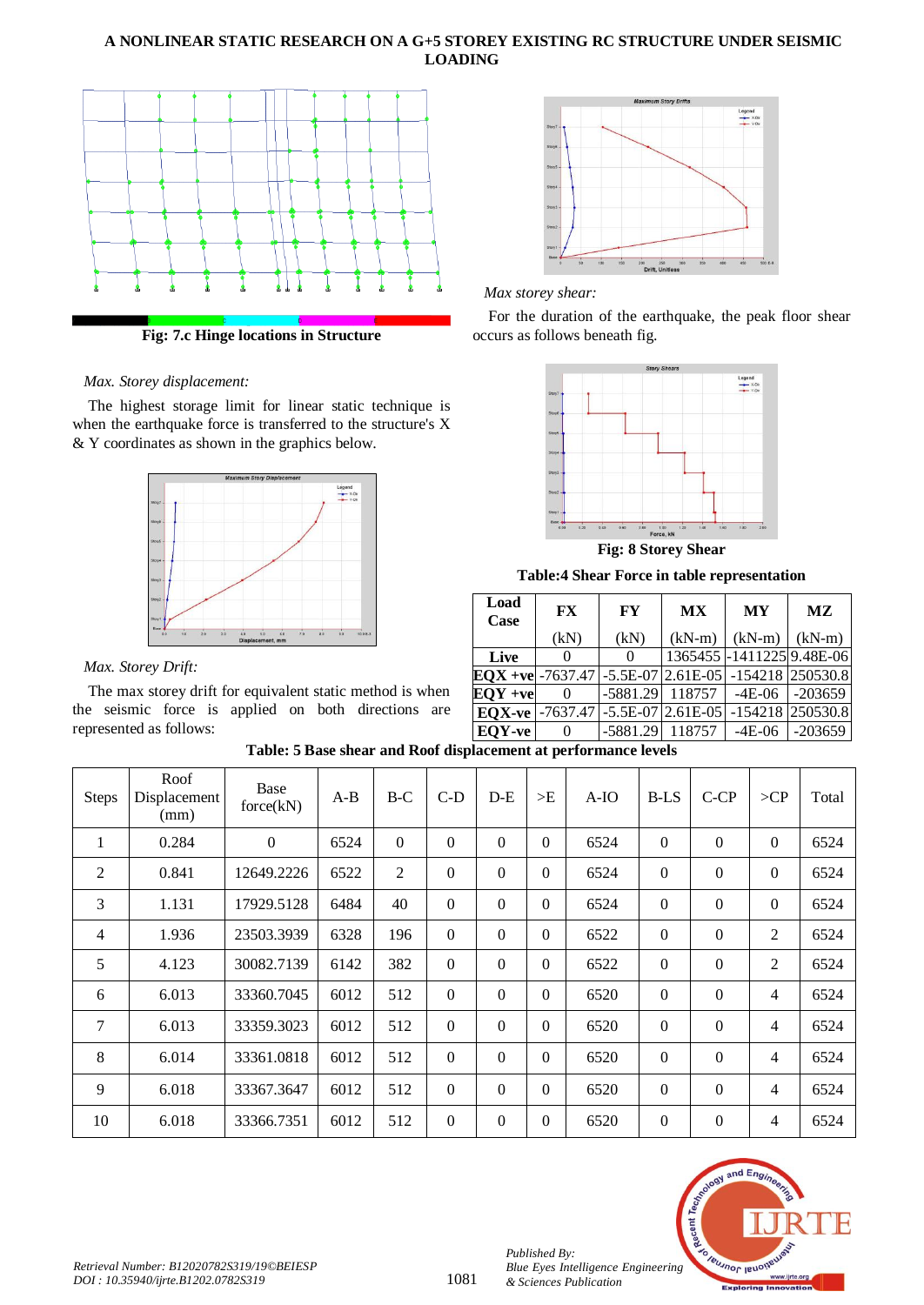Fig: 7.c Hinge locations in Structure

*Max. Storey displacement:*

The highest storage limit for linear static technique is when the earthquake force is transferred to the structure's X & Y coordinates as shown in the graphics below.

*Max. Storey Drift:*

The max storey drift for equivalent static method is when the seismic force is applied on both directions are represented as follows:

*Max storey shear:*

For the duration of the earthquake, the peak floor shear occurs as follows beneath fig.

Fig: 8 Storey Shear

**Table:4 Shear Force in table representation**

| Load Case | FX (kN) | FY (kN) | MX (kN-m) | MY (kN-m) | MZ (kN-m) |
|---|---|---|---|---|---|
| **Live** | 0 | 0 | 1365455 | -1411225 | 9.48E-06 |
| **EQX +ve** | -7637.47 | -5.5E-07 | 2.61E-05 | -154218 | 250530.8 |
| **EQY +ve** | 0 | -5881.29 | 118757 | -4E-06 | -203659 |
| **EQX-ve** | -7637.47 | -5.5E-07 | 2.61E-05 | -154218 | 250530.8 |
| **EQY-ve** | 0 | -5881.29 | 118757 | -4E-06 | -203659 |

**Table: 5 Base shear and Roof displacement at performance levels**

| Steps | Roof Displacement (mm) | Base force(kN) | A-B | B-C | C-D | D-E | >E | A-IO | B-LS | C-CP | >CP | Total |
|---|---|---|---|---|---|---|---|---|---|---|---|---|
| 1 | 0.284 | 0 | 6524 | 0 | 0 | 0 | 0 | 6524 | 0 | 0 | 0 | 6524 |
| 2 | 0.841 | 12649.2226 | 6522 | 2 | 0 | 0 | 0 | 6524 | 0 | 0 | 0 | 6524 |
| 3 | 1.131 | 17929.5128 | 6484 | 40 | 0 | 0 | 0 | 6524 | 0 | 0 | 0 | 6524 |
| 4 | 1.936 | 23503.3939 | 6328 | 196 | 0 | 0 | 0 | 6522 | 0 | 0 | 2 | 6524 |
| 5 | 4.123 | 30082.7139 | 6142 | 382 | 0 | 0 | 0 | 6522 | 0 | 0 | 2 | 6524 |
| 6 | 6.013 | 33360.7045 | 6012 | 512 | 0 | 0 | 0 | 6520 | 0 | 0 | 4 | 6524 |
| 7 | 6.013 | 33359.3023 | 6012 | 512 | 0 | 0 | 0 | 6520 | 0 | 0 | 4 | 6524 |
| 8 | 6.014 | 33361.0818 | 6012 | 512 | 0 | 0 | 0 | 6520 | 0 | 0 | 4 | 6524 |
| 9 | 6.018 | 33367.3647 | 6012 | 512 | 0 | 0 | 0 | 6520 | 0 | 0 | 4 | 6524 |
| 10 | 6.018 | 33366.7351 | 6012 | 512 | 0 | 0 | 0 | 6520 | 0 | 0 | 4 | 6524 |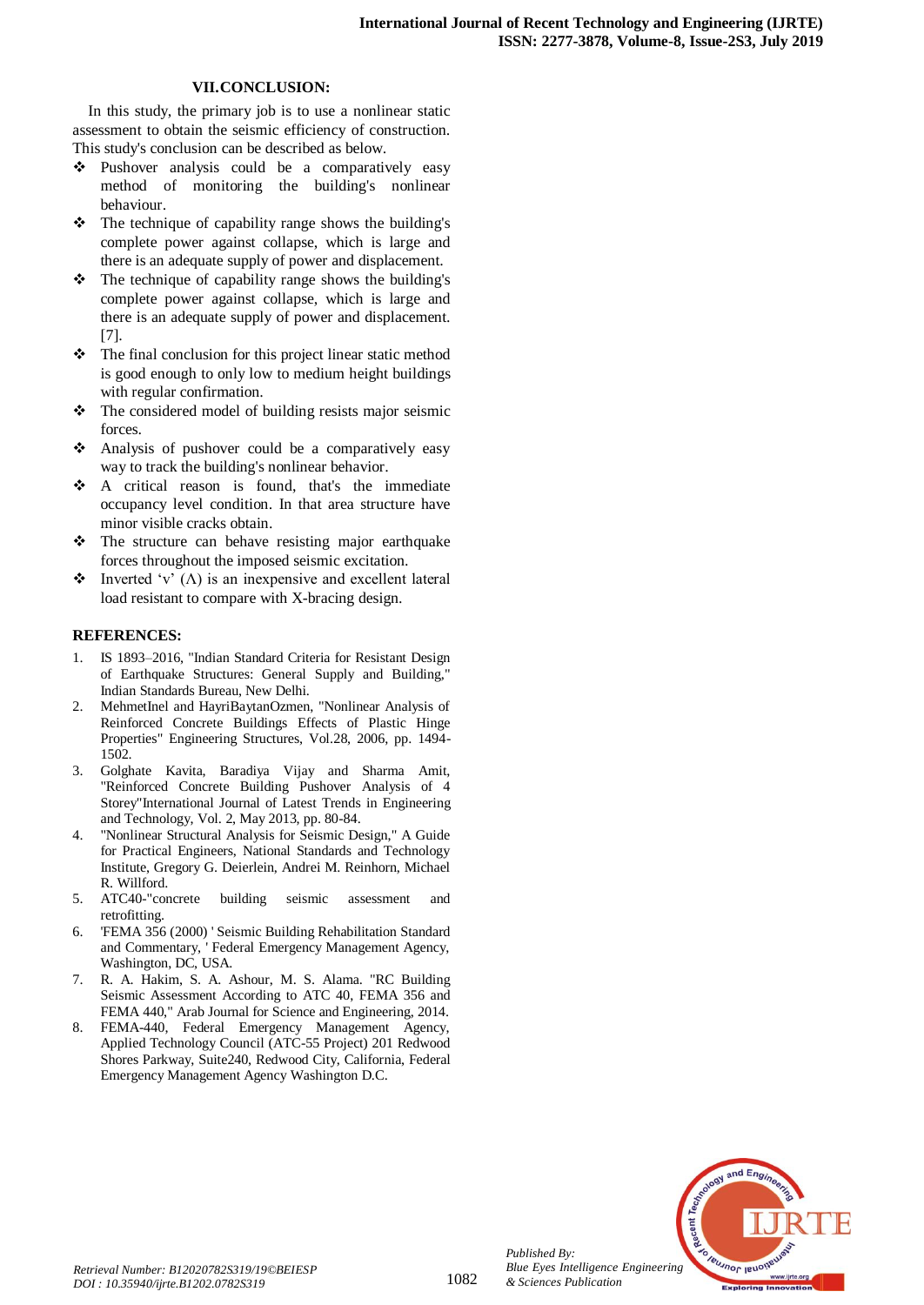## VII. CONCLUSION:

In this study, the primary job is to use a nonlinear static assessment to obtain the seismic efficiency of construction. This study's conclusion can be described as below.

- Pushover analysis could be a comparatively easy method of monitoring the building's nonlinear behaviour.
- The technique of capability range shows the building's complete power against collapse, which is large and there is an adequate supply of power and displacement.
- The technique of capability range shows the building's complete power against collapse, which is large and there is an adequate supply of power and displacement. [7].
- The final conclusion for this project linear static method is good enough to only low to medium height buildings with regular confirmation.
- The considered model of building resists major seismic forces.
- Analysis of pushover could be a comparatively easy way to track the building's nonlinear behavior.
- A critical reason is found, that's the immediate occupancy level condition. In that area structure have minor visible cracks obtain.
- The structure can behave resisting major earthquake forces throughout the imposed seismic excitation.
- Inverted 'v' (Λ) is an inexpensive and excellent lateral load resistant to compare with X-bracing design.

## REFERENCES:

1. IS 1893–2016, "Indian Standard Criteria for Resistant Design of Earthquake Structures: General Supply and Building," Indian Standards Bureau, New Delhi.
2. MehmetInel and HayriBaytanOzmen, "Nonlinear Analysis of Reinforced Concrete Buildings Effects of Plastic Hinge Properties" Engineering Structures, Vol.28, 2006, pp. 1494-1502.
3. Golghate Kavita, Baradiya Vijay and Sharma Amit, "Reinforced Concrete Building Pushover Analysis of 4 Storey"International Journal of Latest Trends in Engineering and Technology, Vol. 2, May 2013, pp. 80-84.
4. "Nonlinear Structural Analysis for Seismic Design," A Guide for Practical Engineers, National Standards and Technology Institute, Gregory G. Deierlein, Andrei M. Reinhorn, Michael R. Willford.
5. ATC40-"concrete building seismic assessment and retrofitting.
6. 'FEMA 356 (2000) ' Seismic Building Rehabilitation Standard and Commentary, ' Federal Emergency Management Agency, Washington, DC, USA.
7. R. A. Hakim, S. A. Ashour, M. S. Alama. "RC Building Seismic Assessment According to ATC 40, FEMA 356 and FEMA 440," Arab Journal for Science and Engineering, 2014.
8. FEMA-440, Federal Emergency Management Agency, Applied Technology Council (ATC-55 Project) 201 Redwood Shores Parkway, Suite240, Redwood City, California, Federal Emergency Management Agency Washington D.C.